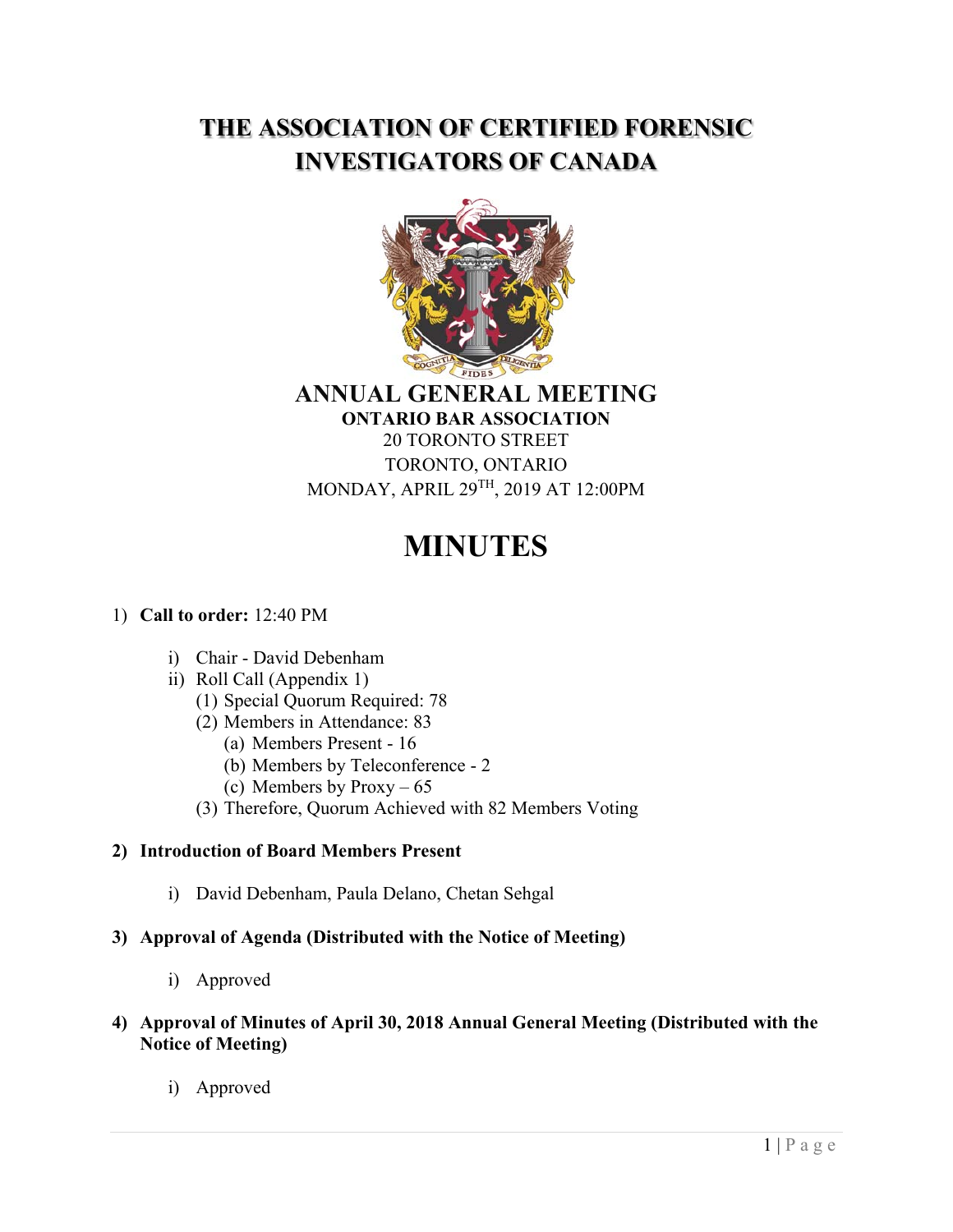# THE ASSOCIATION OF CERTIFIED FORENSIC INVESTIGATORS OF CANADA

## ANNUAL GENERAL MEETING

**ONTARIO BAR ASSOCIATION**
20 TORONTO STREET
TORONTO, ONTARIO
MONDAY, APRIL 29TH, 2019 AT 12:00PM

# MINUTES

1) **Call to order:** 12:40 PM
    - i) Chair - David Debenham
    - ii) Roll Call (Appendix 1)
        - (1) Special Quorum Required: 78
        - (2) Members in Attendance: 83
            - (a) Members Present - 16
            - (b) Members by Teleconference - 2
            - (c) Members by Proxy – 65
        - (3) Therefore, Quorum Achieved with 82 Members Voting

2) **Introduction of Board Members Present**
    - i) David Debenham, Paula Delano, Chetan Sehgal

3) **Approval of Agenda (Distributed with the Notice of Meeting)**
    - i) Approved

4) **Approval of Minutes of April 30, 2018 Annual General Meeting (Distributed with the Notice of Meeting)**
    - i) Approved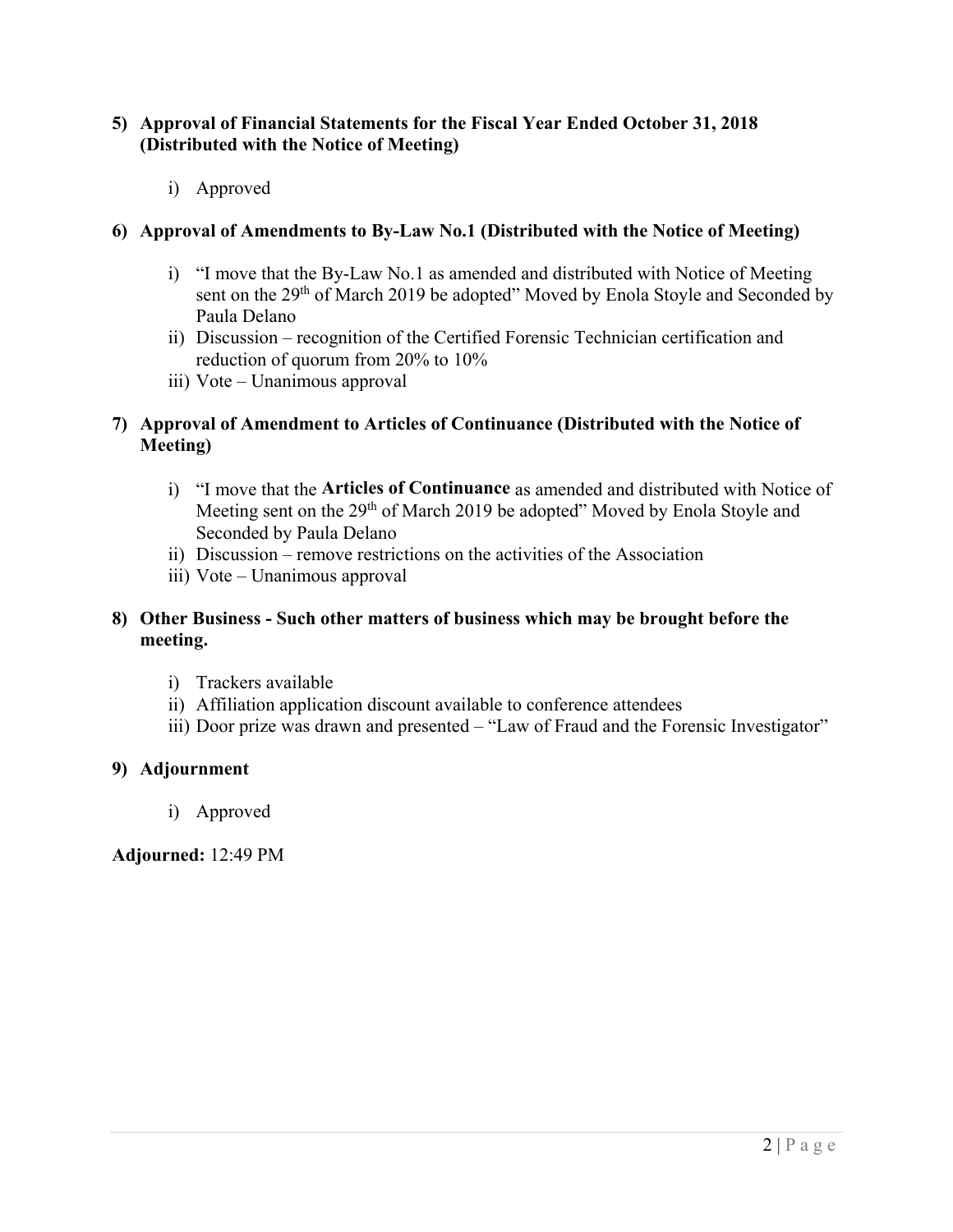5) **Approval of Financial Statements for the Fiscal Year Ended October 31, 2018 (Distributed with the Notice of Meeting)**

    i) Approved

6) **Approval of Amendments to By-Law No.1 (Distributed with the Notice of Meeting)**

    i) "I move that the By-Law No.1 as amended and distributed with Notice of Meeting sent on the 29th of March 2019 be adopted" Moved by Enola Stoyle and Seconded by Paula Delano
    ii) Discussion – recognition of the Certified Forensic Technician certification and reduction of quorum from 20% to 10%
    iii) Vote – Unanimous approval

7) **Approval of Amendment to Articles of Continuance (Distributed with the Notice of Meeting)**

    i) "I move that the **Articles of Continuance** as amended and distributed with Notice of Meeting sent on the 29th of March 2019 be adopted" Moved by Enola Stoyle and Seconded by Paula Delano
    ii) Discussion – remove restrictions on the activities of the Association
    iii) Vote – Unanimous approval

8) **Other Business - Such other matters of business which may be brought before the meeting.**

    i) Trackers available
    ii) Affiliation application discount available to conference attendees
    iii) Door prize was drawn and presented – "Law of Fraud and the Forensic Investigator"

9) **Adjournment**

    i) Approved

**Adjourned:** 12:49 PM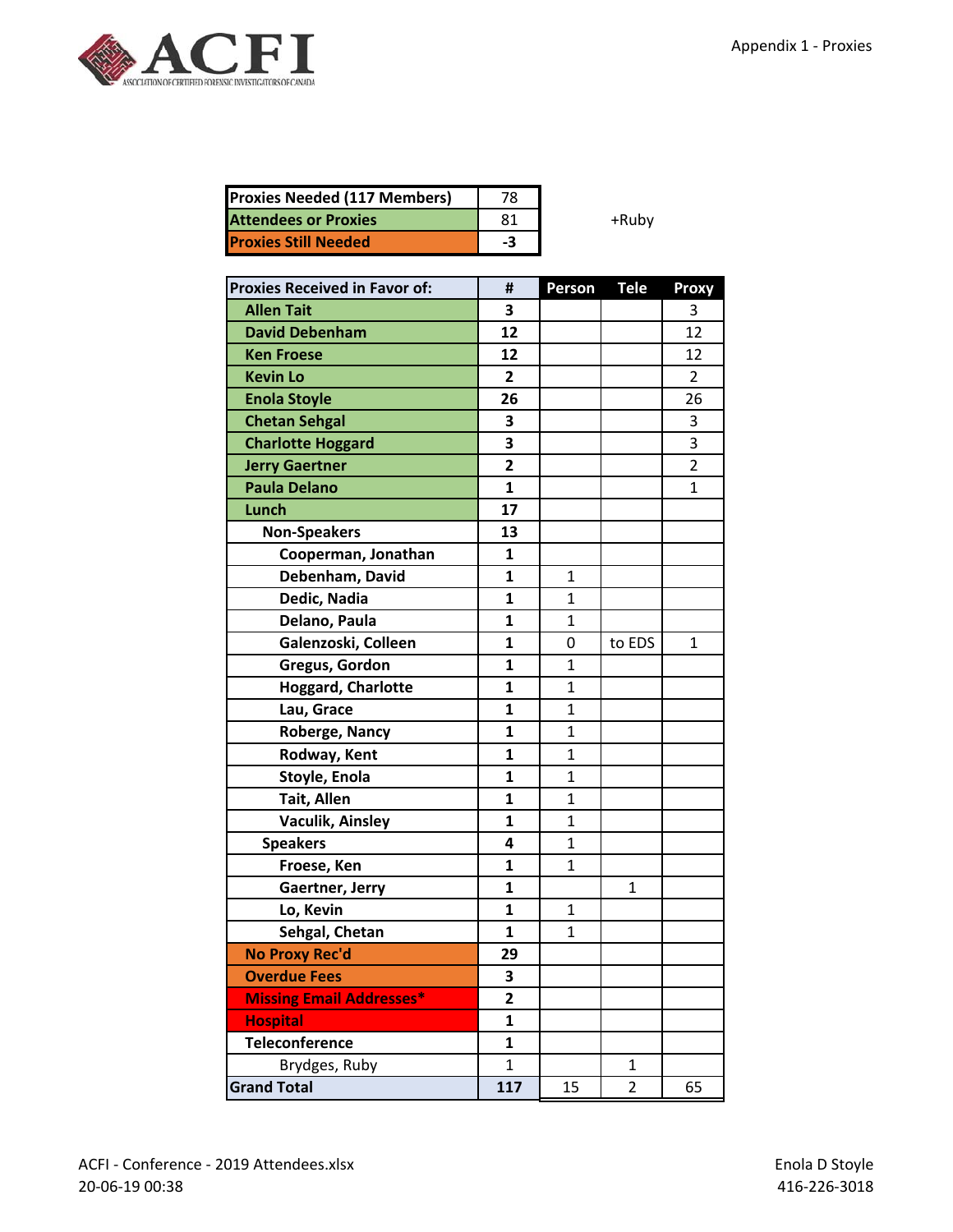Appendix 1 - Proxies

| Proxies Needed (117 Members) | 78 | |
|---|---|---|
| Attendees or Proxies | 81 | +Ruby |
| Proxies Still Needed | -3 | |

| Proxies Received in Favor of: | # | Person | Tele | Proxy |
|---|---|---|---|---|
| Allen Tait | 3 | | | 3 |
| David Debenham | 12 | | | 12 |
| Ken Froese | 12 | | | 12 |
| Kevin Lo | 2 | | | 2 |
| Enola Stoyle | 26 | | | 26 |
| Chetan Sehgal | 3 | | | 3 |
| Charlotte Hoggard | 3 | | | 3 |
| Jerry Gaertner | 2 | | | 2 |
| Paula Delano | 1 | | | 1 |
| Lunch | 17 | | | |
| Non-Speakers | 13 | | | |
| Cooperman, Jonathan | 1 | | | |
| Debenham, David | 1 | 1 | | |
| Dedic, Nadia | 1 | 1 | | |
| Delano, Paula | 1 | 1 | | |
| Galenzoski, Colleen | 1 | 0 | to EDS | 1 |
| Gregus, Gordon | 1 | 1 | | |
| Hoggard, Charlotte | 1 | 1 | | |
| Lau, Grace | 1 | 1 | | |
| Roberge, Nancy | 1 | 1 | | |
| Rodway, Kent | 1 | 1 | | |
| Stoyle, Enola | 1 | 1 | | |
| Tait, Allen | 1 | 1 | | |
| Vaculik, Ainsley | 1 | 1 | | |
| Speakers | 4 | 1 | | |
| Froese, Ken | 1 | 1 | | |
| Gaertner, Jerry | 1 | | 1 | |
| Lo, Kevin | 1 | 1 | | |
| Sehgal, Chetan | 1 | 1 | | |
| No Proxy Rec'd | 29 | | | |
| Overdue Fees | 3 | | | |
| Missing Email Addresses* | 2 | | | |
| Hospital | 1 | | | |
| Teleconference | 1 | | | |
| Brydges, Ruby | 1 | | 1 | |
| Grand Total | 117 | 15 | 2 | 65 |

ACFI - Conference - 2019 Attendees.xlsx
20-06-19 00:38

Enola D Stoyle
416-226-3018